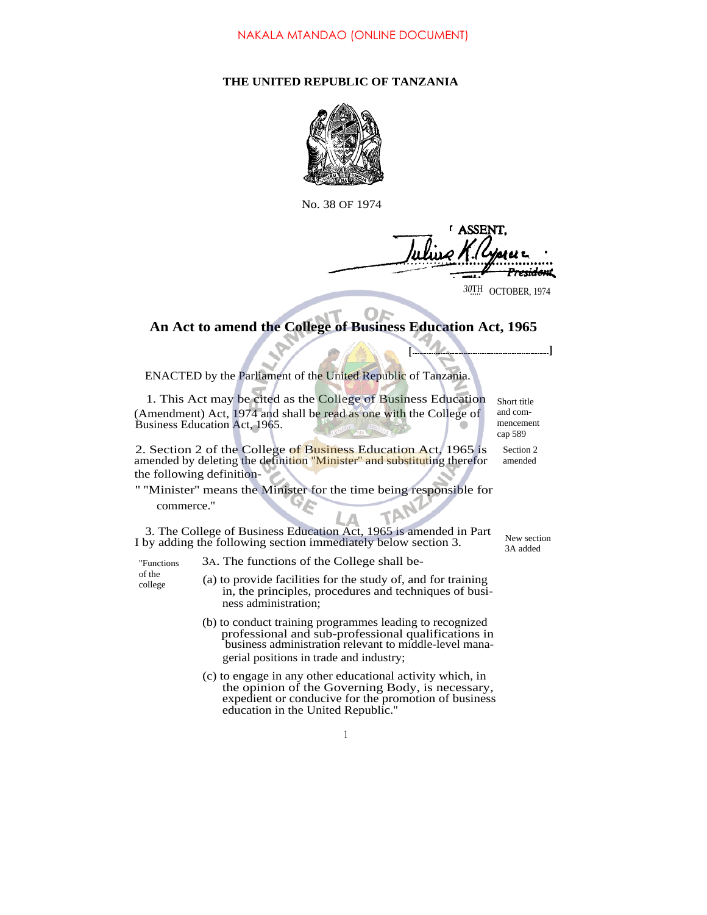NAKALA MTANDAO (ONLINE DOCUMENT)

**THE UNITED REPUBLIC OF TANZANIA**

No. 38 OF 1974

I ASSENT,

Julius K. Nyerere
President

30TH OCTOBER, 1974

# An Act to amend the College of Business Education Act, 1965

[..................................................]

ENACTED by the Parliament of the United Republic of Tanzania.

*Short title and commencement cap 589*

1. This Act may be cited as the College of Business Education (Amendment) Act, 1974 and shall be read as one with the College of Business Education Act, 1965.

*Section 2 amended*

2. Section 2 of the College of Business Education Act, 1965 is amended by deleting the definition "Minister" and substituting therefor the following definition-

" "Minister" means the Minister for the time being responsible for commerce."

*New section 3A added*

3. The College of Business Education Act, 1965 is amended in Part I by adding the following section immediately below section 3.

*"Functions of the college*

3A. The functions of the College shall be-

(a) to provide facilities for the study of, and for training in, the principles, procedures and techniques of business administration;

(b) to conduct training programmes leading to recognized professional and sub-professional qualifications in business administration relevant to middle-level managerial positions in trade and industry;

(c) to engage in any other educational activity which, in the opinion of the Governing Body, is necessary, expedient or conducive for the promotion of business education in the United Republic."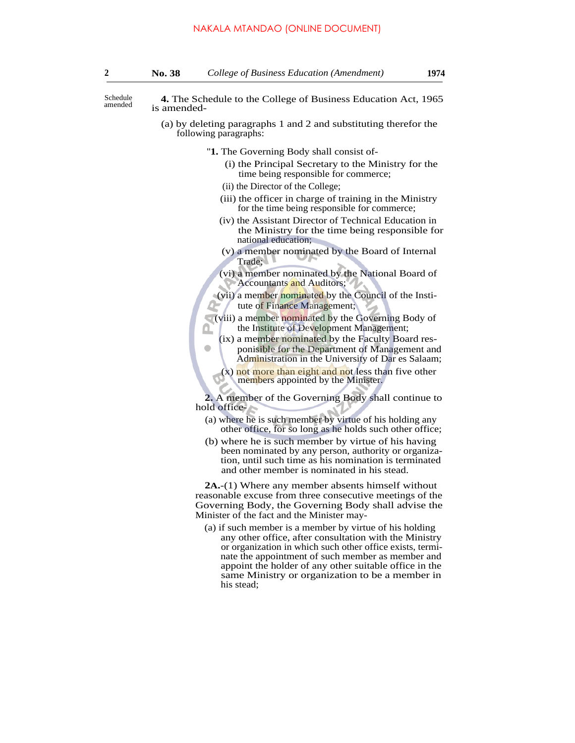Schedule amended

**4.** The Schedule to the College of Business Education Act, 1965 is amended-

(a) by deleting paragraphs 1 and 2 and substituting therefor the following paragraphs:

"**1.** The Governing Body shall consist of-

(i) the Principal Secretary to the Ministry for the time being responsible for commerce;

(ii) the Director of the College;

(iii) the officer in charge of training in the Ministry for the time being responsible for commerce;

(iv) the Assistant Director of Technical Education in the Ministry for the time being responsible for national education;

(v) a member nominated by the Board of Internal Trade;

(vi) a member nominated by the National Board of Accountants and Auditors;

(vii) a member nominated by the Council of the Institute of Finance Management;

(viii) a member nominated by the Governing Body of the Institute of Development Management;

(ix) a member nominated by the Faculty Board responsible for the Department of Management and Administration in the University of Dar es Salaam;

(x) not more than eight and not less than five other members appointed by the Minister.

**2.** A member of the Governing Body shall continue to hold office-

(a) where he is such member by virtue of his holding any other office, for so long as he holds such other office;

(b) where he is such member by virtue of his having been nominated by any person, authority or organization, until such time as his nomination is terminated and other member is nominated in his stead.

**2A.**-(1) Where any member absents himself without reasonable excuse from three consecutive meetings of the Governing Body, the Governing Body shall advise the Minister of the fact and the Minister may-

(a) if such member is a member by virtue of his holding any other office, after consultation with the Ministry or organization in which such other office exists, terminate the appointment of such member as member and appoint the holder of any other suitable office in the same Ministry or organization to be a member in his stead;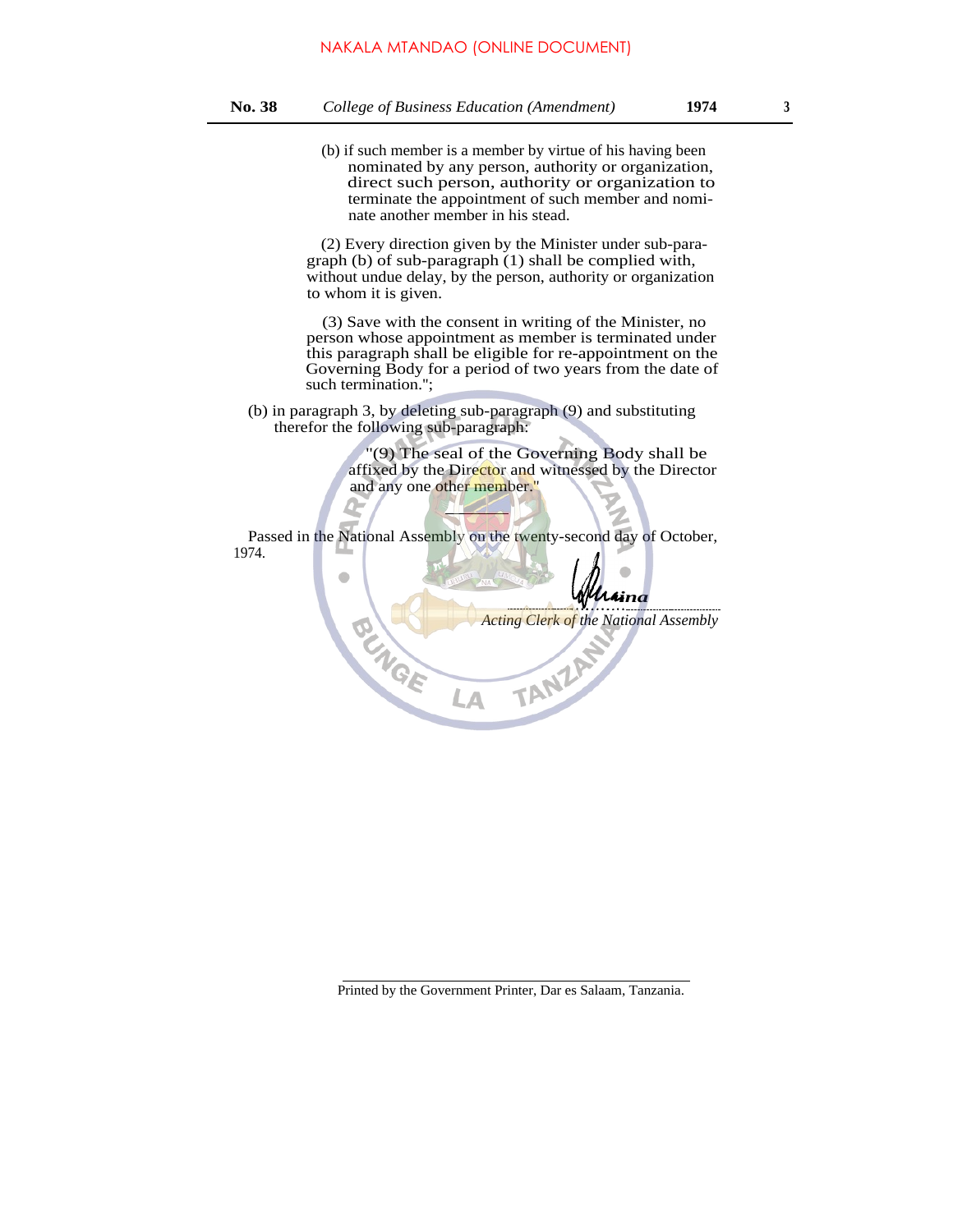(b) if such member is a member by virtue of his having been nominated by any person, authority or organization, direct such person, authority or organization to terminate the appointment of such member and nominate another member in his stead.

(2) Every direction given by the Minister under sub-paragraph (b) of sub-paragraph (1) shall be complied with, without undue delay, by the person, authority or organization to whom it is given.

(3) Save with the consent in writing of the Minister, no person whose appointment as member is terminated under this paragraph shall be eligible for re-appointment on the Governing Body for a period of two years from the date of such termination.";

(b) in paragraph 3, by deleting sub-paragraph (9) and substituting therefor the following sub-paragraph:

"(9) The seal of the Governing Body shall be affixed by the Director and witnessed by the Director and any one other member."

Passed in the National Assembly on the twenty-second day of October, 1974.

Msaina

*Acting Clerk of the National Assembly*